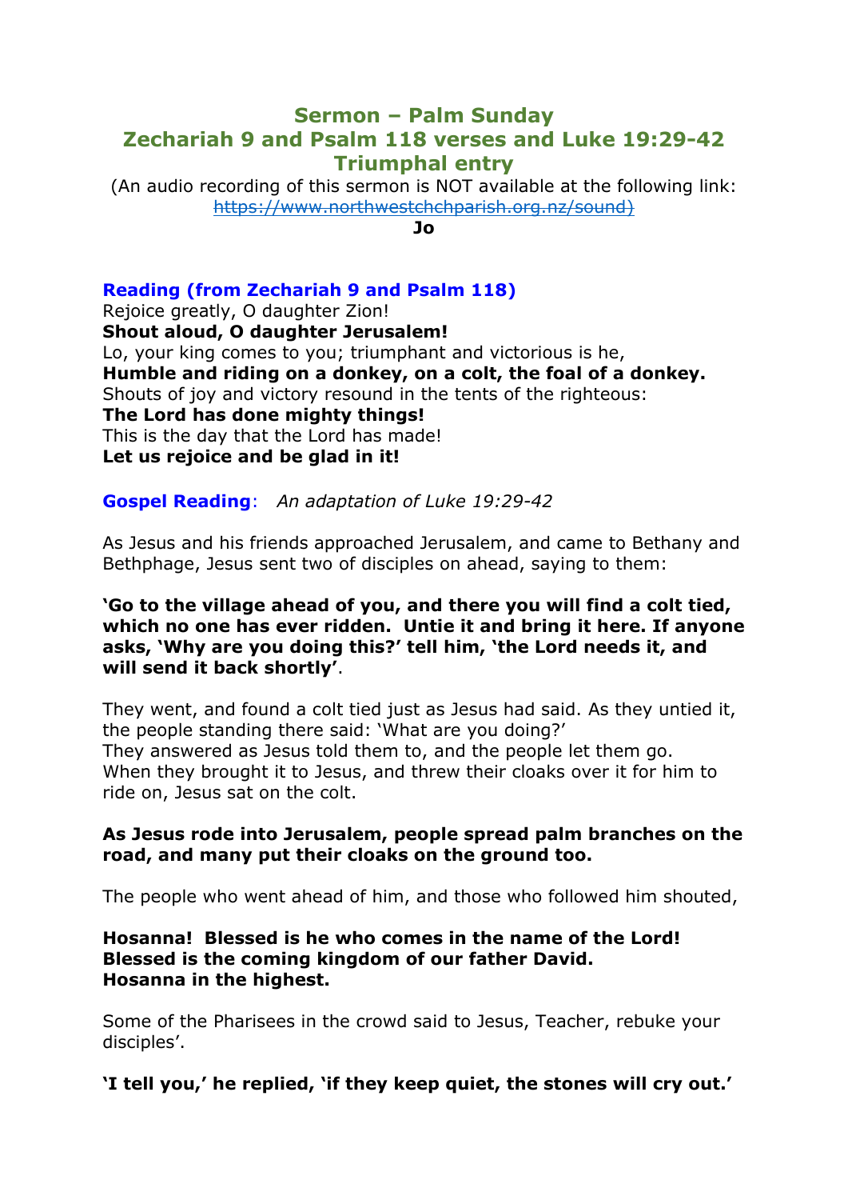# Sermon – Palm Sunday
# Zechariah 9 and Psalm 118 verses and Luke 19:29-42
# Triumphal entry

(An audio recording of this sermon is NOT available at the following link: ~~https://www.northwestchchparish.org.nz/sound)~~

**Jo**

### Reading (from Zechariah 9 and Psalm 118)

Rejoice greatly, O daughter Zion!
**Shout aloud, O daughter Jerusalem!**
Lo, your king comes to you; triumphant and victorious is he,
**Humble and riding on a donkey, on a colt, the foal of a donkey.**
Shouts of joy and victory resound in the tents of the righteous:
**The Lord has done mighty things!**
This is the day that the Lord has made!
**Let us rejoice and be glad in it!**

**Gospel Reading**: *An adaptation of Luke 19:29-42*

As Jesus and his friends approached Jerusalem, and came to Bethany and Bethphage, Jesus sent two of disciples on ahead, saying to them:

**'Go to the village ahead of you, and there you will find a colt tied, which no one has ever ridden. Untie it and bring it here. If anyone asks, 'Why are you doing this?' tell him, 'the Lord needs it, and will send it back shortly'**.

They went, and found a colt tied just as Jesus had said. As they untied it, the people standing there said: 'What are you doing?'
They answered as Jesus told them to, and the people let them go.
When they brought it to Jesus, and threw their cloaks over it for him to ride on, Jesus sat on the colt.

**As Jesus rode into Jerusalem, people spread palm branches on the road, and many put their cloaks on the ground too.**

The people who went ahead of him, and those who followed him shouted,

**Hosanna! Blessed is he who comes in the name of the Lord!**
**Blessed is the coming kingdom of our father David.**
**Hosanna in the highest.**

Some of the Pharisees in the crowd said to Jesus, Teacher, rebuke your disciples'.

**'I tell you,' he replied, 'if they keep quiet, the stones will cry out.'**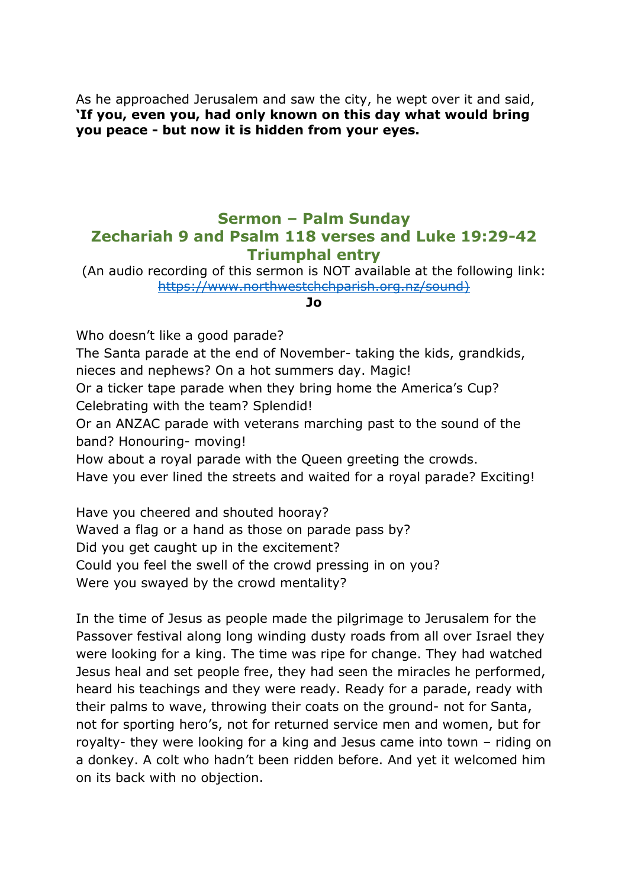As he approached Jerusalem and saw the city, he wept over it and said, **'If you, even you, had only known on this day what would bring you peace - but now it is hidden from your eyes.**

## Sermon – Palm Sunday
## Zechariah 9 and Psalm 118 verses and Luke 19:29-42
## Triumphal entry

(An audio recording of this sermon is NOT available at the following link: ~~https://www.northwestchchparish.org.nz/sound)~~

**Jo**

Who doesn't like a good parade?
The Santa parade at the end of November- taking the kids, grandkids, nieces and nephews? On a hot summers day. Magic!
Or a ticker tape parade when they bring home the America's Cup? Celebrating with the team? Splendid!
Or an ANZAC parade with veterans marching past to the sound of the band? Honouring- moving!
How about a royal parade with the Queen greeting the crowds.
Have you ever lined the streets and waited for a royal parade? Exciting!

Have you cheered and shouted hooray?
Waved a flag or a hand as those on parade pass by?
Did you get caught up in the excitement?
Could you feel the swell of the crowd pressing in on you?
Were you swayed by the crowd mentality?

In the time of Jesus as people made the pilgrimage to Jerusalem for the Passover festival along long winding dusty roads from all over Israel they were looking for a king. The time was ripe for change. They had watched Jesus heal and set people free, they had seen the miracles he performed, heard his teachings and they were ready. Ready for a parade, ready with their palms to wave, throwing their coats on the ground- not for Santa, not for sporting hero's, not for returned service men and women, but for royalty- they were looking for a king and Jesus came into town – riding on a donkey. A colt who hadn't been ridden before. And yet it welcomed him on its back with no objection.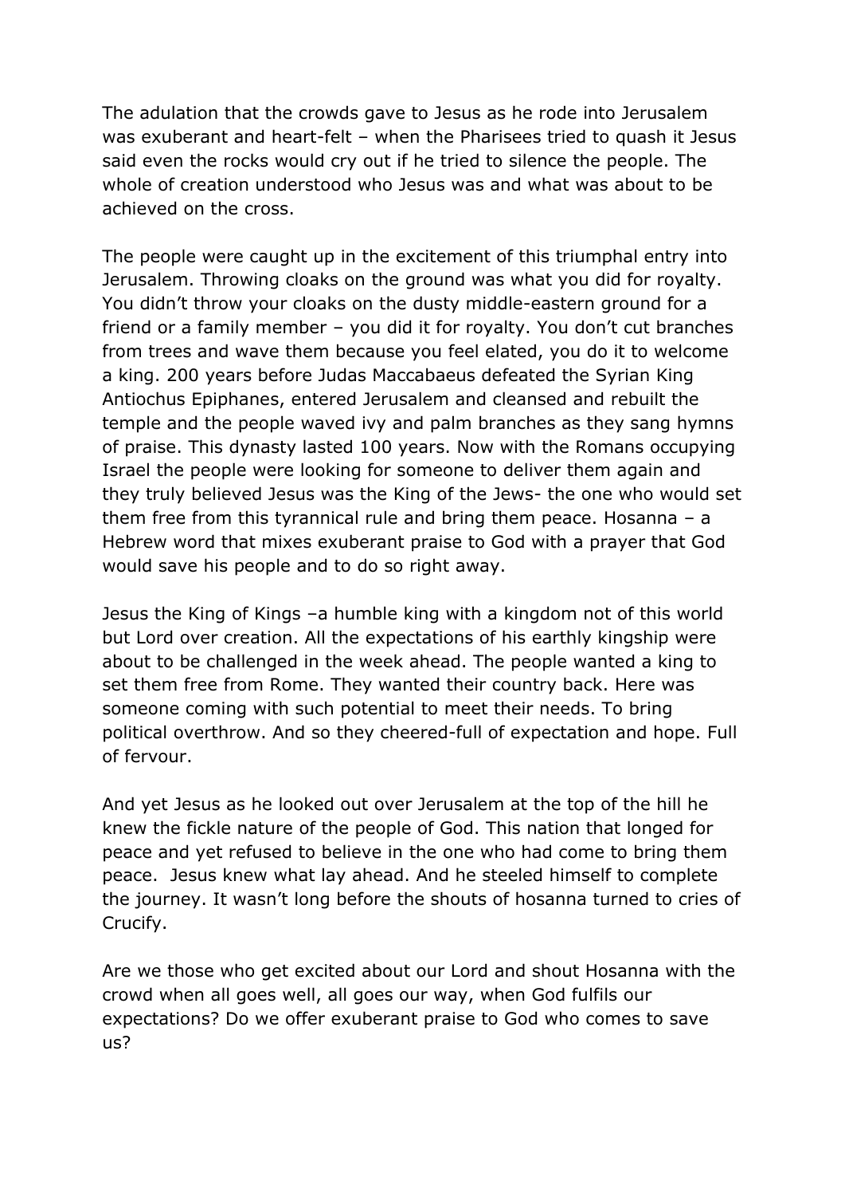The adulation that the crowds gave to Jesus as he rode into Jerusalem was exuberant and heart-felt – when the Pharisees tried to quash it Jesus said even the rocks would cry out if he tried to silence the people. The whole of creation understood who Jesus was and what was about to be achieved on the cross.

The people were caught up in the excitement of this triumphal entry into Jerusalem. Throwing cloaks on the ground was what you did for royalty. You didn't throw your cloaks on the dusty middle-eastern ground for a friend or a family member – you did it for royalty. You don't cut branches from trees and wave them because you feel elated, you do it to welcome a king. 200 years before Judas Maccabaeus defeated the Syrian King Antiochus Epiphanes, entered Jerusalem and cleansed and rebuilt the temple and the people waved ivy and palm branches as they sang hymns of praise. This dynasty lasted 100 years. Now with the Romans occupying Israel the people were looking for someone to deliver them again and they truly believed Jesus was the King of the Jews- the one who would set them free from this tyrannical rule and bring them peace. Hosanna – a Hebrew word that mixes exuberant praise to God with a prayer that God would save his people and to do so right away.

Jesus the King of Kings –a humble king with a kingdom not of this world but Lord over creation. All the expectations of his earthly kingship were about to be challenged in the week ahead. The people wanted a king to set them free from Rome. They wanted their country back. Here was someone coming with such potential to meet their needs. To bring political overthrow. And so they cheered-full of expectation and hope. Full of fervour.

And yet Jesus as he looked out over Jerusalem at the top of the hill he knew the fickle nature of the people of God. This nation that longed for peace and yet refused to believe in the one who had come to bring them peace. Jesus knew what lay ahead. And he steeled himself to complete the journey. It wasn't long before the shouts of hosanna turned to cries of Crucify.

Are we those who get excited about our Lord and shout Hosanna with the crowd when all goes well, all goes our way, when God fulfils our expectations? Do we offer exuberant praise to God who comes to save us?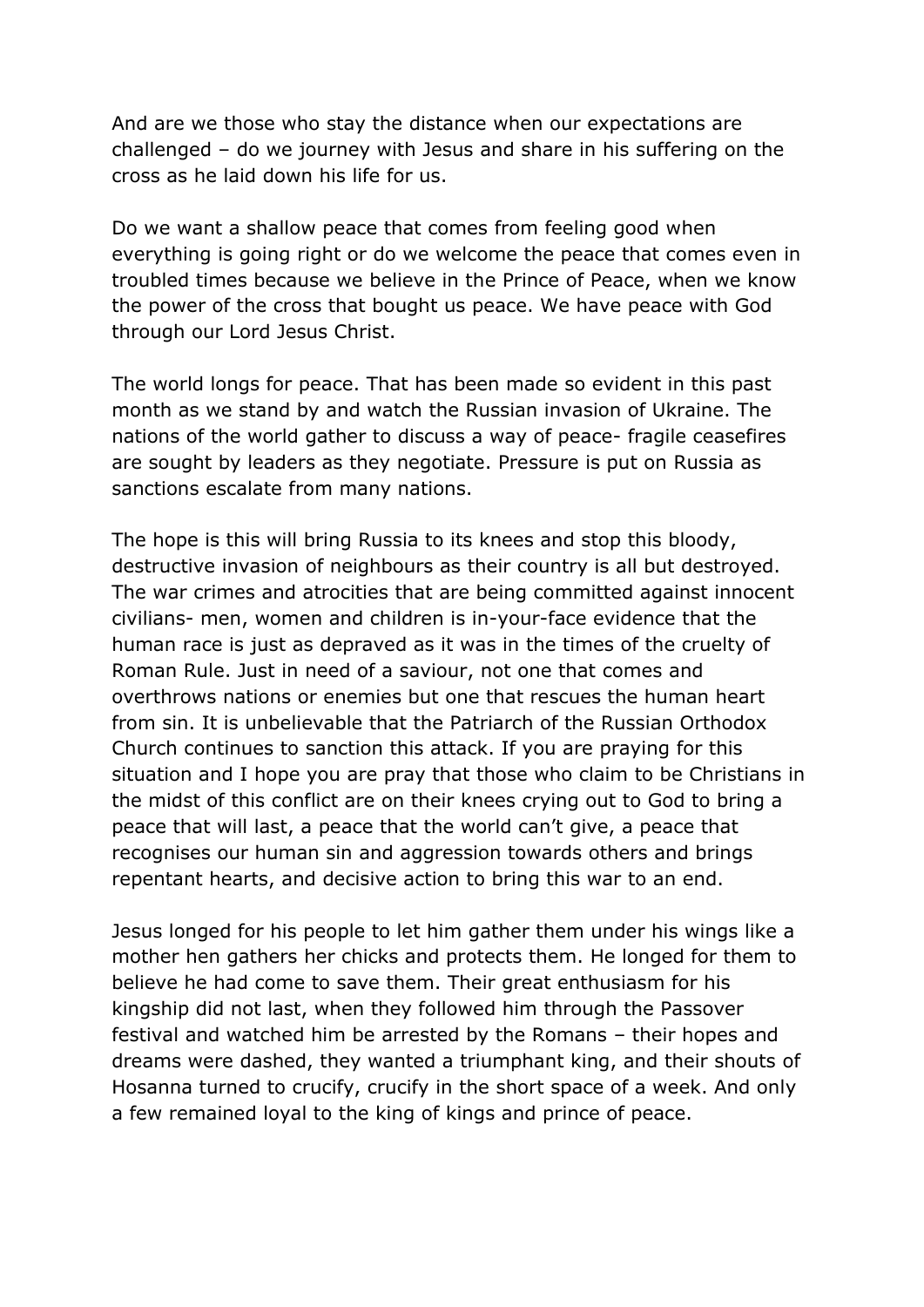And are we those who stay the distance when our expectations are challenged – do we journey with Jesus and share in his suffering on the cross as he laid down his life for us.

Do we want a shallow peace that comes from feeling good when everything is going right or do we welcome the peace that comes even in troubled times because we believe in the Prince of Peace, when we know the power of the cross that bought us peace. We have peace with God through our Lord Jesus Christ.

The world longs for peace. That has been made so evident in this past month as we stand by and watch the Russian invasion of Ukraine. The nations of the world gather to discuss a way of peace- fragile ceasefires are sought by leaders as they negotiate. Pressure is put on Russia as sanctions escalate from many nations.

The hope is this will bring Russia to its knees and stop this bloody, destructive invasion of neighbours as their country is all but destroyed. The war crimes and atrocities that are being committed against innocent civilians- men, women and children is in-your-face evidence that the human race is just as depraved as it was in the times of the cruelty of Roman Rule. Just in need of a saviour, not one that comes and overthrows nations or enemies but one that rescues the human heart from sin. It is unbelievable that the Patriarch of the Russian Orthodox Church continues to sanction this attack. If you are praying for this situation and I hope you are pray that those who claim to be Christians in the midst of this conflict are on their knees crying out to God to bring a peace that will last, a peace that the world can't give, a peace that recognises our human sin and aggression towards others and brings repentant hearts, and decisive action to bring this war to an end.

Jesus longed for his people to let him gather them under his wings like a mother hen gathers her chicks and protects them. He longed for them to believe he had come to save them. Their great enthusiasm for his kingship did not last, when they followed him through the Passover festival and watched him be arrested by the Romans – their hopes and dreams were dashed, they wanted a triumphant king, and their shouts of Hosanna turned to crucify, crucify in the short space of a week. And only a few remained loyal to the king of kings and prince of peace.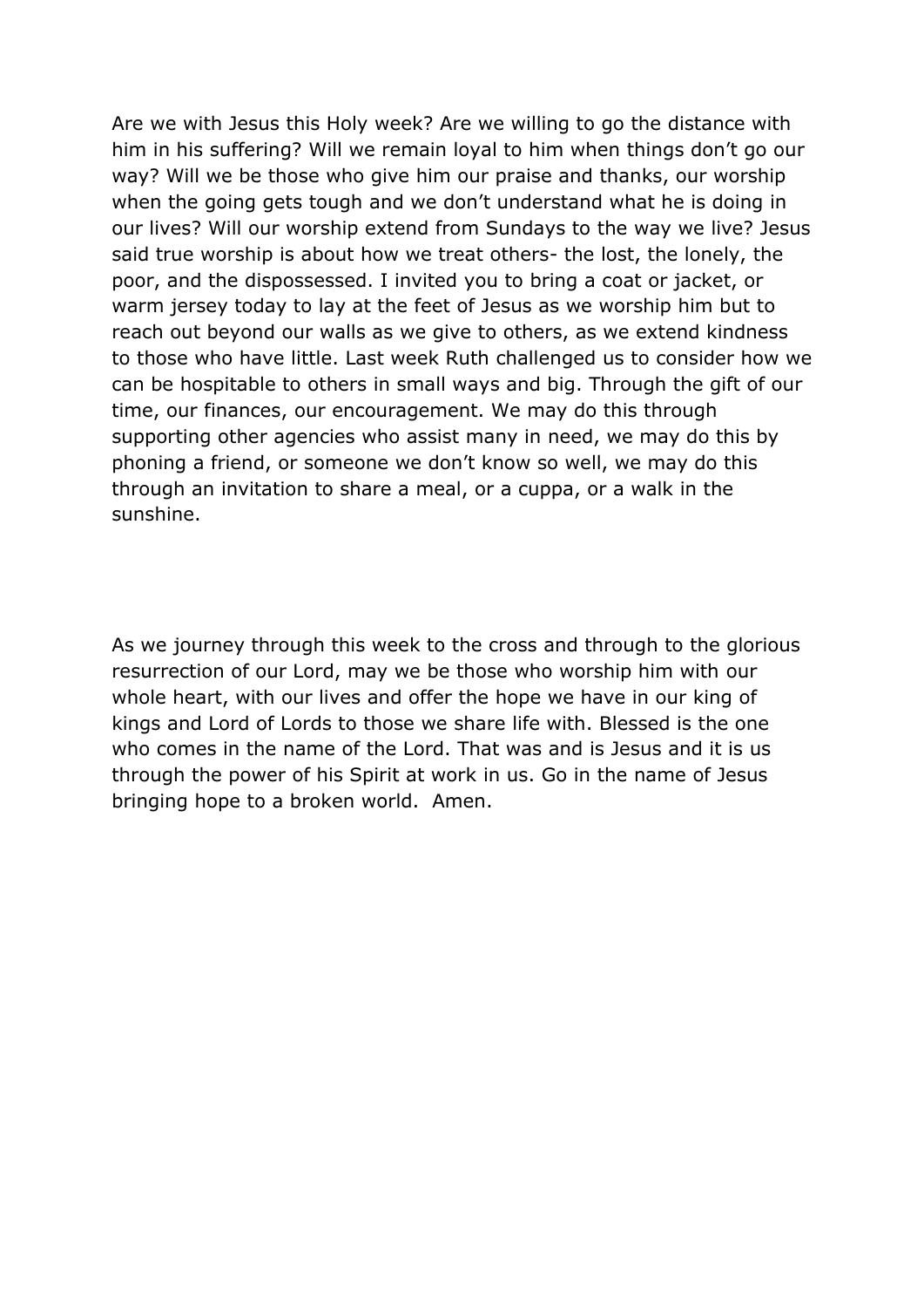Are we with Jesus this Holy week? Are we willing to go the distance with him in his suffering? Will we remain loyal to him when things don't go our way? Will we be those who give him our praise and thanks, our worship when the going gets tough and we don't understand what he is doing in our lives? Will our worship extend from Sundays to the way we live? Jesus said true worship is about how we treat others- the lost, the lonely, the poor, and the dispossessed. I invited you to bring a coat or jacket, or warm jersey today to lay at the feet of Jesus as we worship him but to reach out beyond our walls as we give to others, as we extend kindness to those who have little. Last week Ruth challenged us to consider how we can be hospitable to others in small ways and big. Through the gift of our time, our finances, our encouragement. We may do this through supporting other agencies who assist many in need, we may do this by phoning a friend, or someone we don't know so well, we may do this through an invitation to share a meal, or a cuppa, or a walk in the sunshine.

As we journey through this week to the cross and through to the glorious resurrection of our Lord, may we be those who worship him with our whole heart, with our lives and offer the hope we have in our king of kings and Lord of Lords to those we share life with. Blessed is the one who comes in the name of the Lord. That was and is Jesus and it is us through the power of his Spirit at work in us. Go in the name of Jesus bringing hope to a broken world. Amen.